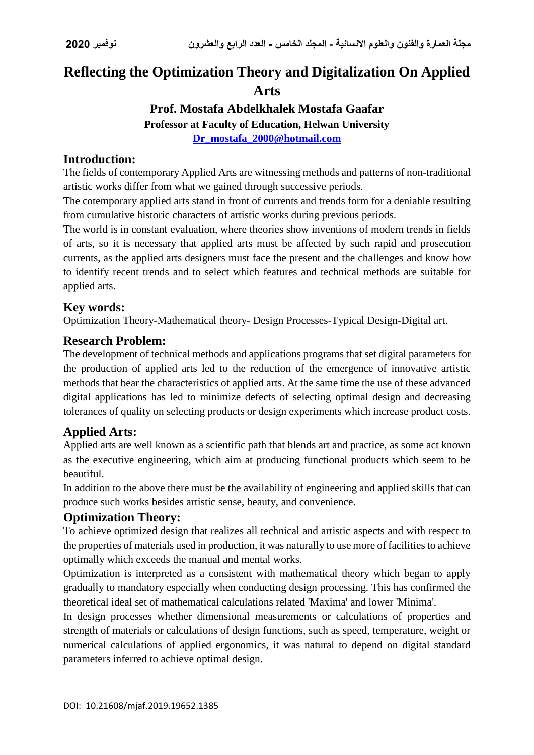# Reflecting the Optimization Theory and Digitalization On Applied Arts

**Prof. Mostafa Abdelkhalek Mostafa Gaafar**

**Professor at Faculty of Education, Helwan University**

**Dr_mostafa_2000@hotmail.com**

## Introduction:

The fields of contemporary Applied Arts are witnessing methods and patterns of non-traditional artistic works differ from what we gained through successive periods.

The cotemporary applied arts stand in front of currents and trends form for a deniable resulting from cumulative historic characters of artistic works during previous periods.

The world is in constant evaluation, where theories show inventions of modern trends in fields of arts, so it is necessary that applied arts must be affected by such rapid and prosecution currents, as the applied arts designers must face the present and the challenges and know how to identify recent trends and to select which features and technical methods are suitable for applied arts.

## Key words:

Optimization Theory-Mathematical theory- Design Processes-Typical Design-Digital art.

## Research Problem:

The development of technical methods and applications programs that set digital parameters for the production of applied arts led to the reduction of the emergence of innovative artistic methods that bear the characteristics of applied arts. At the same time the use of these advanced digital applications has led to minimize defects of selecting optimal design and decreasing tolerances of quality on selecting products or design experiments which increase product costs.

## Applied Arts:

Applied arts are well known as a scientific path that blends art and practice, as some act known as the executive engineering, which aim at producing functional products which seem to be beautiful.

In addition to the above there must be the availability of engineering and applied skills that can produce such works besides artistic sense, beauty, and convenience.

## Optimization Theory:

To achieve optimized design that realizes all technical and artistic aspects and with respect to the properties of materials used in production, it was naturally to use more of facilities to achieve optimally which exceeds the manual and mental works.

Optimization is interpreted as a consistent with mathematical theory which began to apply gradually to mandatory especially when conducting design processing. This has confirmed the theoretical ideal set of mathematical calculations related 'Maxima' and lower 'Minima'.

In design processes whether dimensional measurements or calculations of properties and strength of materials or calculations of design functions, such as speed, temperature, weight or numerical calculations of applied ergonomics, it was natural to depend on digital standard parameters inferred to achieve optimal design.

DOI: 10.21608/mjaf.2019.19652.1385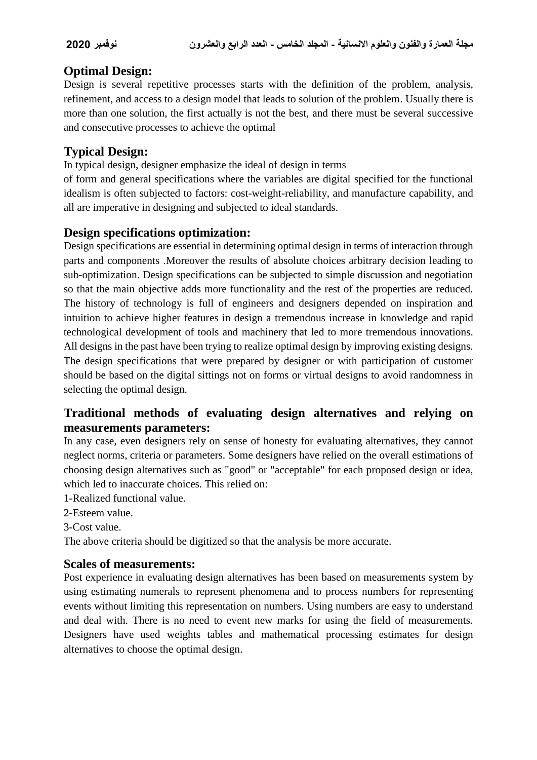## Optimal Design:

Design is several repetitive processes starts with the definition of the problem, analysis, refinement, and access to a design model that leads to solution of the problem. Usually there is more than one solution, the first actually is not the best, and there must be several successive and consecutive processes to achieve the optimal

## Typical Design:

In typical design, designer emphasize the ideal of design in terms of form and general specifications where the variables are digital specified for the functional idealism is often subjected to factors: cost-weight-reliability, and manufacture capability, and all are imperative in designing and subjected to ideal standards.

## Design specifications optimization:

Design specifications are essential in determining optimal design in terms of interaction through parts and components .Moreover the results of absolute choices arbitrary decision leading to sub-optimization. Design specifications can be subjected to simple discussion and negotiation so that the main objective adds more functionality and the rest of the properties are reduced. The history of technology is full of engineers and designers depended on inspiration and intuition to achieve higher features in design a tremendous increase in knowledge and rapid technological development of tools and machinery that led to more tremendous innovations. All designs in the past have been trying to realize optimal design by improving existing designs. The design specifications that were prepared by designer or with participation of customer should be based on the digital sittings not on forms or virtual designs to avoid randomness in selecting the optimal design.

## Traditional methods of evaluating design alternatives and relying on measurements parameters:

In any case, even designers rely on sense of honesty for evaluating alternatives, they cannot neglect norms, criteria or parameters. Some designers have relied on the overall estimations of choosing design alternatives such as "good" or "acceptable" for each proposed design or idea, which led to inaccurate choices. This relied on:

1-Realized functional value.

2-Esteem value.

3-Cost value.

The above criteria should be digitized so that the analysis be more accurate.

## Scales of measurements:

Post experience in evaluating design alternatives has been based on measurements system by using estimating numerals to represent phenomena and to process numbers for representing events without limiting this representation on numbers. Using numbers are easy to understand and deal with. There is no need to event new marks for using the field of measurements. Designers have used weights tables and mathematical processing estimates for design alternatives to choose the optimal design.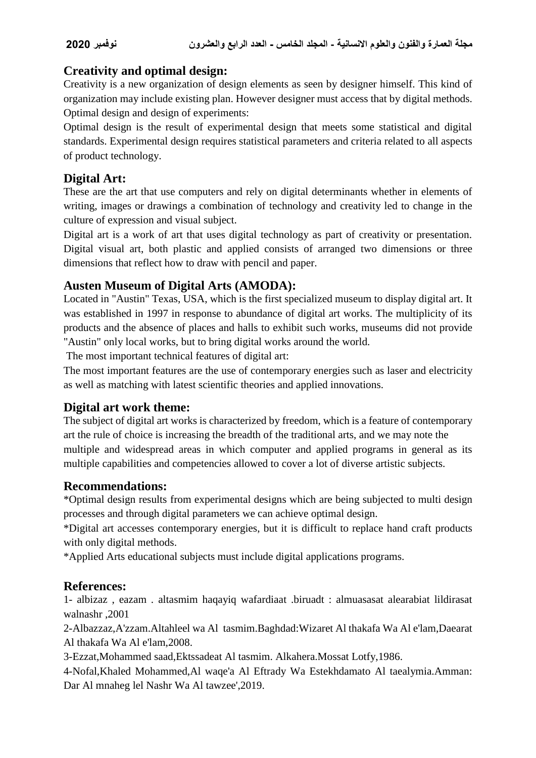## Creativity and optimal design:

Creativity is a new organization of design elements as seen by designer himself. This kind of organization may include existing plan. However designer must access that by digital methods.

Optimal design and design of experiments:

Optimal design is the result of experimental design that meets some statistical and digital standards. Experimental design requires statistical parameters and criteria related to all aspects of product technology.

## Digital Art:

These are the art that use computers and rely on digital determinants whether in elements of writing, images or drawings a combination of technology and creativity led to change in the culture of expression and visual subject.

Digital art is a work of art that uses digital technology as part of creativity or presentation. Digital visual art, both plastic and applied consists of arranged two dimensions or three dimensions that reflect how to draw with pencil and paper.

## Austen Museum of Digital Arts (AMODA):

Located in "Austin" Texas, USA, which is the first specialized museum to display digital art. It was established in 1997 in response to abundance of digital art works. The multiplicity of its products and the absence of places and halls to exhibit such works, museums did not provide "Austin" only local works, but to bring digital works around the world.

The most important technical features of digital art:

The most important features are the use of contemporary energies such as laser and electricity as well as matching with latest scientific theories and applied innovations.

## Digital art work theme:

The subject of digital art works is characterized by freedom, which is a feature of contemporary art the rule of choice is increasing the breadth of the traditional arts, and we may note the multiple and widespread areas in which computer and applied programs in general as its multiple capabilities and competencies allowed to cover a lot of diverse artistic subjects.

## Recommendations:

*Optimal design results from experimental designs which are being subjected to multi design processes and through digital parameters we can achieve optimal design.

*Digital art accesses contemporary energies, but it is difficult to replace hand craft products with only digital methods.

*Applied Arts educational subjects must include digital applications programs.

## References:

1- albizaz , eazam . altasmim haqayiq wafardiaat .biruadt : almuasasat alearabiat lildirasat walnashr ,2001

2-Albazzaz,A'zzam.Altahleel wa Al tasmim.Baghdad:Wizaret Al thakafa Wa Al e'lam,Daearat Al thakafa Wa Al e'lam,2008.

3-Ezzat,Mohammed saad,Ektssadeat Al tasmim. Alkahera.Mossat Lotfy,1986.

4-Nofal,Khaled Mohammed,Al waqe'a Al Eftrady Wa Estekhdamato Al taealymia.Amman: Dar Al mnaheg lel Nashr Wa Al tawzee',2019.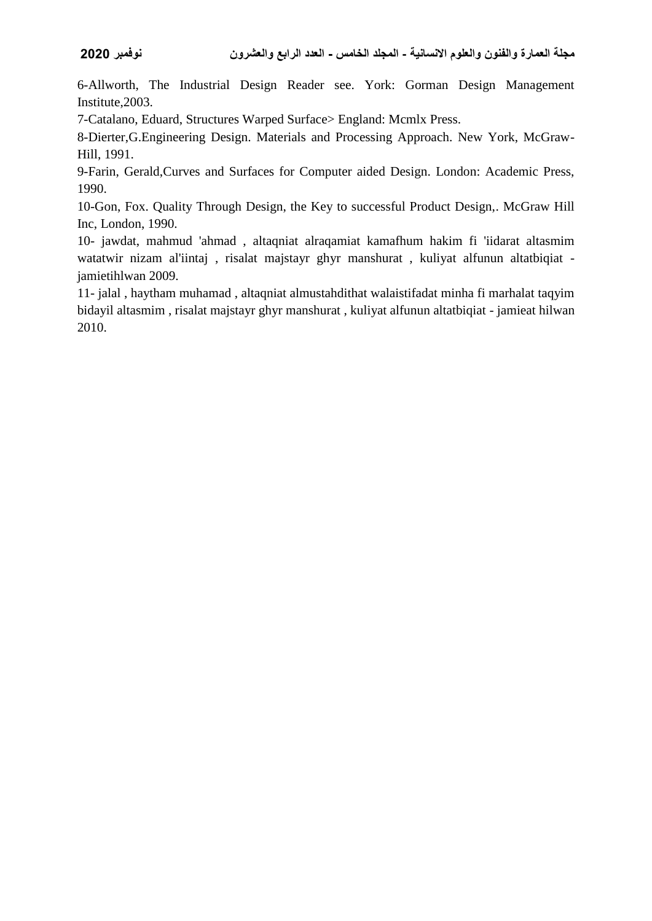6-Allworth, The Industrial Design Reader see. York: Gorman Design Management Institute,2003.

7-Catalano, Eduard, Structures Warped Surface> England: Mcmlx Press.

8-Dierter,G.Engineering Design. Materials and Processing Approach. New York, McGraw-Hill, 1991.

9-Farin, Gerald,Curves and Surfaces for Computer aided Design. London: Academic Press, 1990.

10-Gon, Fox. Quality Through Design, the Key to successful Product Design,. McGraw Hill Inc, London, 1990.

10- jawdat, mahmud 'ahmad , altaqniat alraqamiat kamafhum hakim fi 'iidarat altasmim watatwir nizam al'iintaj , risalat majstayr ghyr manshurat , kuliyat alfunun altatbiqiat - jamietihlwan 2009.

11- jalal , haytham muhamad , altaqniat almustahdithat walaistifadat minha fi marhalat taqyim bidayil altasmim , risalat majstayr ghyr manshurat , kuliyat alfunun altatbiqiat - jamieat hilwan 2010.